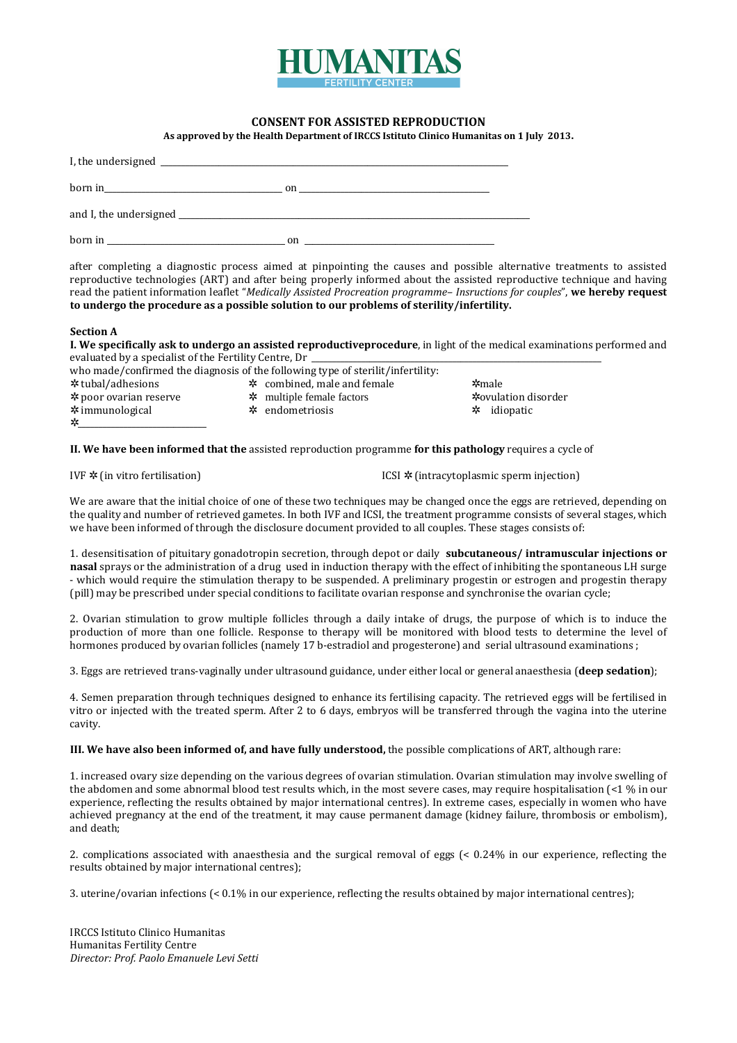**HUMANITAS**
FERTILITY CENTER

# CONSENT FOR ASSISTED REPRODUCTION

**As approved by the Health Department of IRCCS Istituto Clinico Humanitas on 1 July 2013.**

I, the undersigned ____________________________________________

born in________________________ on ________________________

and I, the undersigned ____________________________________________

born in ________________________ on ________________________

after completing a diagnostic process aimed at pinpointing the causes and possible alternative treatments to assisted reproductive technologies (ART) and after being properly informed about the assisted reproductive technique and having read the patient information leaflet "*Medically Assisted Procreation programme– Insructions for couples*", **we hereby request to undergo the procedure as a possible solution to our problems of sterility/infertility.**

**Section A**

**I. We specifically ask to undergo an assisted reproductiveprocedure**, in light of the medical examinations performed and evaluated by a specialist of the Fertility Centre, Dr ____________________________________________
who made/confirmed the diagnosis of the following type of sterilit/infertility:

✲tubal/adhesions
✲ combined, male and female
✲male
✲poor ovarian reserve
✲ multiple female factors
✲ovulation disorder
✲immunological
✲ endometriosis
✲ idiopatic
✲________________

**II. We have been informed that the** assisted reproduction programme **for this pathology** requires a cycle of

IVF ✲ (in vitro fertilisation)

ICSI ✲ (intracytoplasmic sperm injection)

We are aware that the initial choice of one of these two techniques may be changed once the eggs are retrieved, depending on the quality and number of retrieved gametes. In both IVF and ICSI, the treatment programme consists of several stages, which we have been informed of through the disclosure document provided to all couples. These stages consists of:

1. desensitisation of pituitary gonadotropin secretion, through depot or daily **subcutaneous/ intramuscular injections or nasal** sprays or the administration of a drug used in induction therapy with the effect of inhibiting the spontaneous LH surge - which would require the stimulation therapy to be suspended. A preliminary progestin or estrogen and progestin therapy (pill) may be prescribed under special conditions to facilitate ovarian response and synchronise the ovarian cycle;

2. Ovarian stimulation to grow multiple follicles through a daily intake of drugs, the purpose of which is to induce the production of more than one follicle. Response to therapy will be monitored with blood tests to determine the level of hormones produced by ovarian follicles (namely 17 b-estradiol and progesterone) and serial ultrasound examinations ;

3. Eggs are retrieved trans-vaginally under ultrasound guidance, under either local or general anaesthesia (**deep sedation**);

4. Semen preparation through techniques designed to enhance its fertilising capacity. The retrieved eggs will be fertilised in vitro or injected with the treated sperm. After 2 to 6 days, embryos will be transferred through the vagina into the uterine cavity.

**III. We have also been informed of, and have fully understood,** the possible complications of ART, although rare:

1. increased ovary size depending on the various degrees of ovarian stimulation. Ovarian stimulation may involve swelling of the abdomen and some abnormal blood test results which, in the most severe cases, may require hospitalisation (<1 % in our experience, reflecting the results obtained by major international centres). In extreme cases, especially in women who have achieved pregnancy at the end of the treatment, it may cause permanent damage (kidney failure, thrombosis or embolism), and death;

2. complications associated with anaesthesia and the surgical removal of eggs (< 0.24% in our experience, reflecting the results obtained by major international centres);

3. uterine/ovarian infections (< 0.1% in our experience, reflecting the results obtained by major international centres);

IRCCS Istituto Clinico Humanitas
Humanitas Fertility Centre
*Director: Prof. Paolo Emanuele Levi Setti*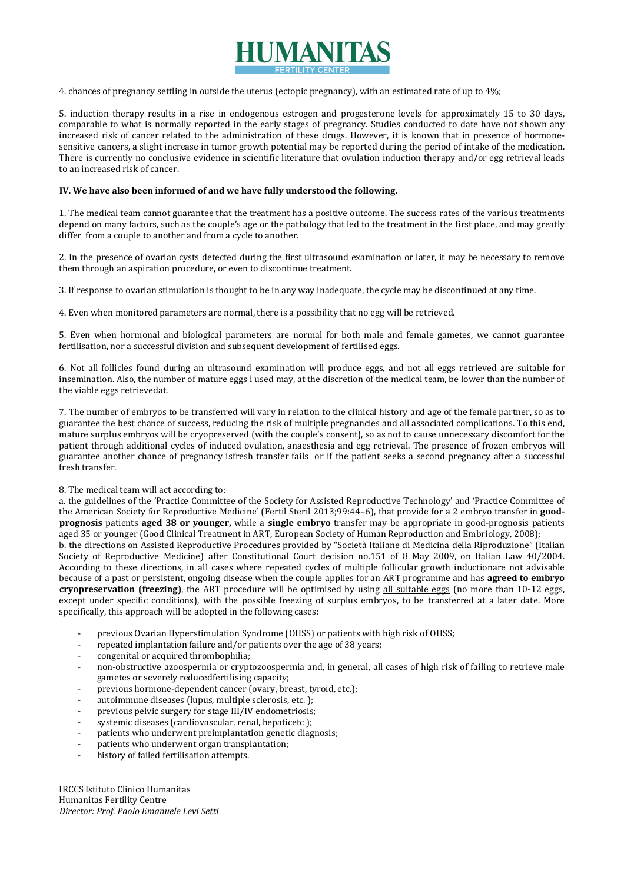4. chances of pregnancy settling in outside the uterus (ectopic pregnancy), with an estimated rate of up to 4%;

5. induction therapy results in a rise in endogenous estrogen and progesterone levels for approximately 15 to 30 days, comparable to what is normally reported in the early stages of pregnancy. Studies conducted to date have not shown any increased risk of cancer related to the administration of these drugs. However, it is known that in presence of hormone-sensitive cancers, a slight increase in tumor growth potential may be reported during the period of intake of the medication. There is currently no conclusive evidence in scientific literature that ovulation induction therapy and/or egg retrieval leads to an increased risk of cancer.

**IV. We have also been informed of and we have fully understood the following.**

1. The medical team cannot guarantee that the treatment has a positive outcome. The success rates of the various treatments depend on many factors, such as the couple's age or the pathology that led to the treatment in the first place, and may greatly differ from a couple to another and from a cycle to another.

2. In the presence of ovarian cysts detected during the first ultrasound examination or later, it may be necessary to remove them through an aspiration procedure, or even to discontinue treatment.

3. If response to ovarian stimulation is thought to be in any way inadequate, the cycle may be discontinued at any time.

4. Even when monitored parameters are normal, there is a possibility that no egg will be retrieved.

5. Even when hormonal and biological parameters are normal for both male and female gametes, we cannot guarantee fertilisation, nor a successful division and subsequent development of fertilised eggs.

6. Not all follicles found during an ultrasound examination will produce eggs, and not all eggs retrieved are suitable for insemination. Also, the number of mature eggs ì used may, at the discretion of the medical team, be lower than the number of the viable eggs retrievedat.

7. The number of embryos to be transferred will vary in relation to the clinical history and age of the female partner, so as to guarantee the best chance of success, reducing the risk of multiple pregnancies and all associated complications. To this end, mature surplus embryos will be cryopreserved (with the couple's consent), so as not to cause unnecessary discomfort for the patient through additional cycles of induced ovulation, anaesthesia and egg retrieval. The presence of frozen embryos will guarantee another chance of pregnancy isfresh transfer fails or if the patient seeks a second pregnancy after a successful fresh transfer.

8. The medical team will act according to:
a. the guidelines of the 'Practice Committee of the Society for Assisted Reproductive Technology' and 'Practice Committee of the American Society for Reproductive Medicine' (Fertil Steril 2013;99:44–6), that provide for a 2 embryo transfer in **good-prognosis** patients **aged 38 or younger,** while a **single embryo** transfer may be appropriate in good-prognosis patients aged 35 or younger (Good Clinical Treatment in ART, European Society of Human Reproduction and Embriology, 2008);
b. the directions on Assisted Reproductive Procedures provided by "Società Italiane di Medicina della Riproduzione" (Italian Society of Reproductive Medicine) after Constitutional Court decision no.151 of 8 May 2009, on Italian Law 40/2004. According to these directions, in all cases where repeated cycles of multiple follicular growth inductionare not advisable because of a past or persistent, ongoing disease when the couple applies for an ART programme and has **agreed to embryo cryopreservation (freezing)**, the ART procedure will be optimised by using <u>all suitable eggs</u> (no more than 10-12 eggs, except under specific conditions), with the possible freezing of surplus embryos, to be transferred at a later date. More specifically, this approach will be adopted in the following cases:

- previous Ovarian Hyperstimulation Syndrome (OHSS) or patients with high risk of OHSS;
- repeated implantation failure and/or patients over the age of 38 years;
- congenital or acquired thrombophilia;
- non-obstructive azoospermia or cryptozoospermia and, in general, all cases of high risk of failing to retrieve male gametes or severely reducedfertilising capacity;
- previous hormone-dependent cancer (ovary, breast, tyroid, etc.);
- autoimmune diseases (lupus, multiple sclerosis, etc. );
- previous pelvic surgery for stage III/IV endometriosis;
- systemic diseases (cardiovascular, renal, hepaticetc );
- patients who underwent preimplantation genetic diagnosis;
- patients who underwent organ transplantation;
- history of failed fertilisation attempts.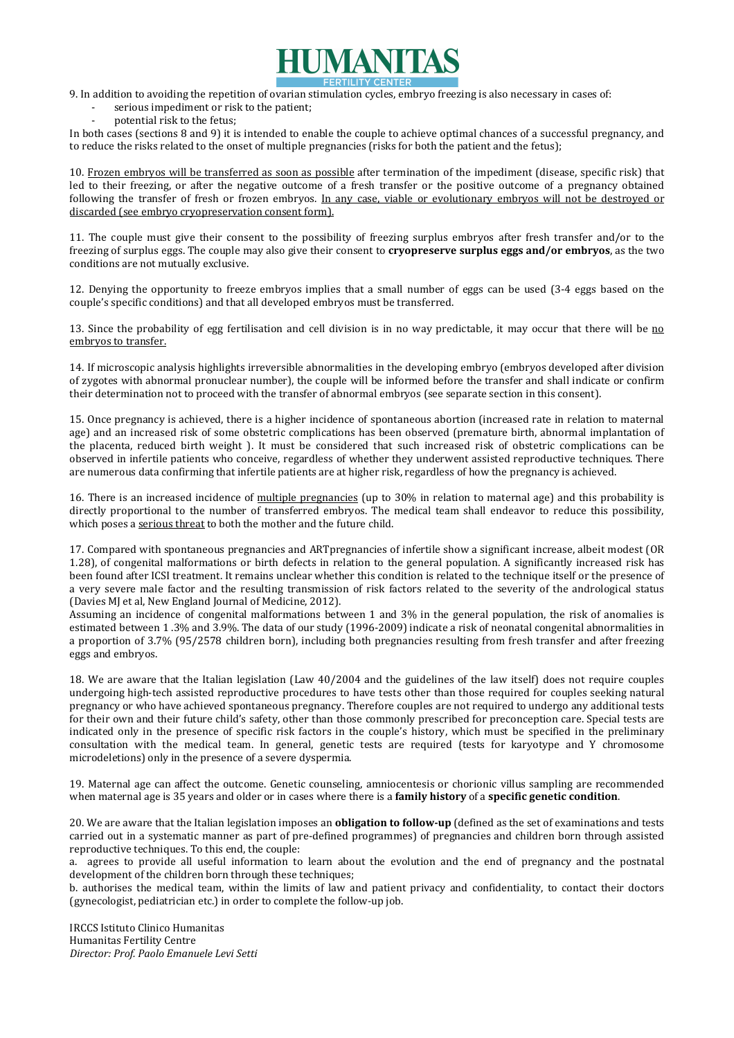9. In addition to avoiding the repetition of ovarian stimulation cycles, embryo freezing is also necessary in cases of:

- serious impediment or risk to the patient;
- potential risk to the fetus;

In both cases (sections 8 and 9) it is intended to enable the couple to achieve optimal chances of a successful pregnancy, and to reduce the risks related to the onset of multiple pregnancies (risks for both the patient and the fetus);

10. Frozen embryos will be transferred as soon as possible after termination of the impediment (disease, specific risk) that led to their freezing, or after the negative outcome of a fresh transfer or the positive outcome of a pregnancy obtained following the transfer of fresh or frozen embryos. In any case, viable or evolutionary embryos will not be destroyed or discarded (see embryo cryopreservation consent form).

11. The couple must give their consent to the possibility of freezing surplus embryos after fresh transfer and/or to the freezing of surplus eggs. The couple may also give their consent to **cryopreserve surplus eggs and/or embryos**, as the two conditions are not mutually exclusive.

12. Denying the opportunity to freeze embryos implies that a small number of eggs can be used (3-4 eggs based on the couple's specific conditions) and that all developed embryos must be transferred.

13. Since the probability of egg fertilisation and cell division is in no way predictable, it may occur that there will be no embryos to transfer.

14. If microscopic analysis highlights irreversible abnormalities in the developing embryo (embryos developed after division of zygotes with abnormal pronuclear number), the couple will be informed before the transfer and shall indicate or confirm their determination not to proceed with the transfer of abnormal embryos (see separate section in this consent).

15. Once pregnancy is achieved, there is a higher incidence of spontaneous abortion (increased rate in relation to maternal age) and an increased risk of some obstetric complications has been observed (premature birth, abnormal implantation of the placenta, reduced birth weight ). It must be considered that such increased risk of obstetric complications can be observed in infertile patients who conceive, regardless of whether they underwent assisted reproductive techniques. There are numerous data confirming that infertile patients are at higher risk, regardless of how the pregnancy is achieved.

16. There is an increased incidence of multiple pregnancies (up to 30% in relation to maternal age) and this probability is directly proportional to the number of transferred embryos. The medical team shall endeavor to reduce this possibility, which poses a serious threat to both the mother and the future child.

17. Compared with spontaneous pregnancies and ARTpregnancies of infertile show a significant increase, albeit modest (OR 1.28), of congenital malformations or birth defects in relation to the general population. A significantly increased risk has been found after ICSI treatment. It remains unclear whether this condition is related to the technique itself or the presence of a very severe male factor and the resulting transmission of risk factors related to the severity of the andrological status (Davies MJ et al, New England Journal of Medicine, 2012).

Assuming an incidence of congenital malformations between 1 and 3% in the general population, the risk of anomalies is estimated between 1 .3% and 3.9%. The data of our study (1996-2009) indicate a risk of neonatal congenital abnormalities in a proportion of 3.7% (95/2578 children born), including both pregnancies resulting from fresh transfer and after freezing eggs and embryos.

18. We are aware that the Italian legislation (Law 40/2004 and the guidelines of the law itself) does not require couples undergoing high-tech assisted reproductive procedures to have tests other than those required for couples seeking natural pregnancy or who have achieved spontaneous pregnancy. Therefore couples are not required to undergo any additional tests for their own and their future child's safety, other than those commonly prescribed for preconception care. Special tests are indicated only in the presence of specific risk factors in the couple's history, which must be specified in the preliminary consultation with the medical team. In general, genetic tests are required (tests for karyotype and Y chromosome microdeletions) only in the presence of a severe dyspermia.

19. Maternal age can affect the outcome. Genetic counseling, amniocentesis or chorionic villus sampling are recommended when maternal age is 35 years and older or in cases where there is a **family history** of a **specific genetic condition**.

20. We are aware that the Italian legislation imposes an **obligation to follow-up** (defined as the set of examinations and tests carried out in a systematic manner as part of pre-defined programmes) of pregnancies and children born through assisted reproductive techniques. To this end, the couple:

a. agrees to provide all useful information to learn about the evolution and the end of pregnancy and the postnatal development of the children born through these techniques;

b. authorises the medical team, within the limits of law and patient privacy and confidentiality, to contact their doctors (gynecologist, pediatrician etc.) in order to complete the follow-up job.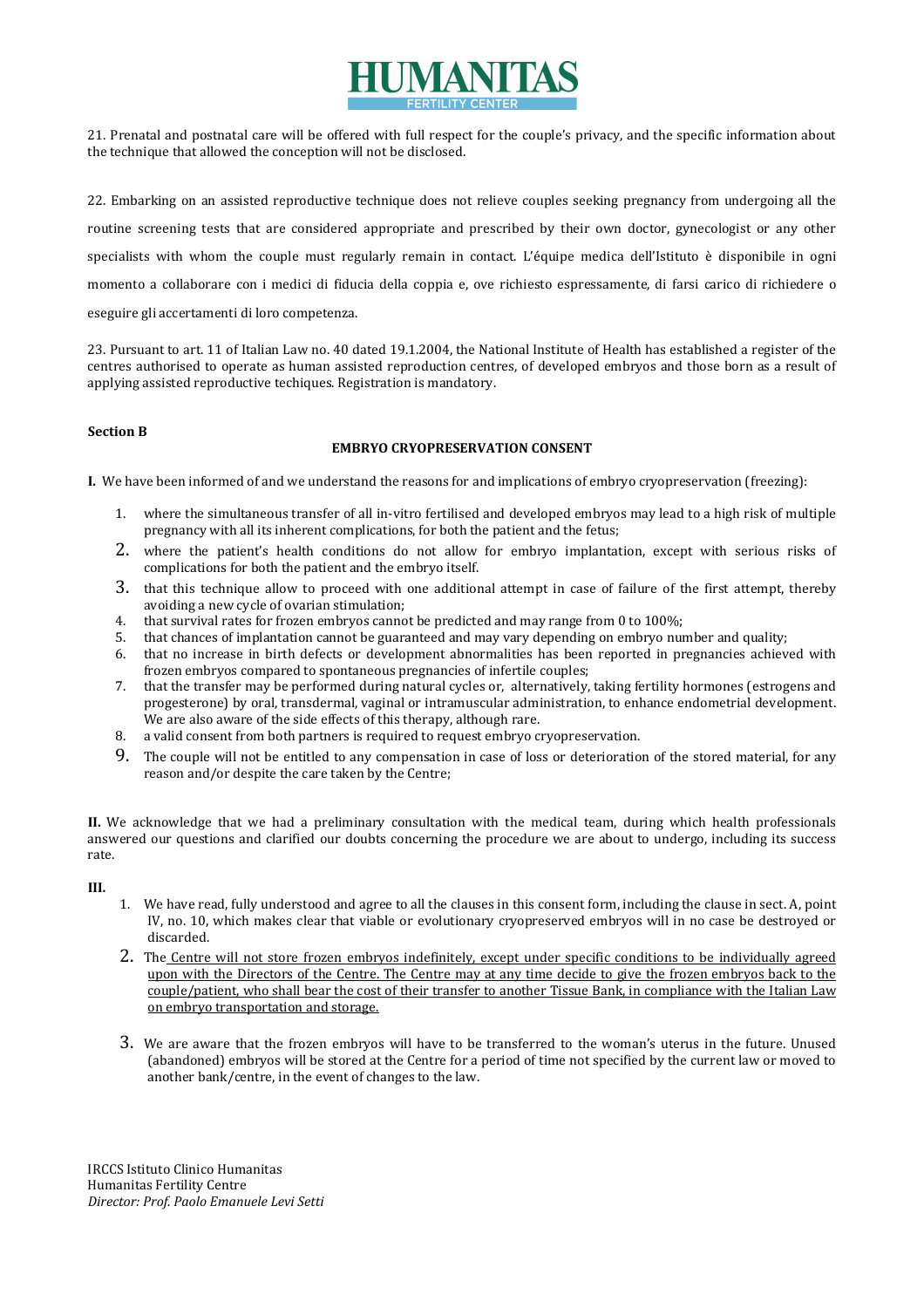21. Prenatal and postnatal care will be offered with full respect for the couple's privacy, and the specific information about the technique that allowed the conception will not be disclosed.

22. Embarking on an assisted reproductive technique does not relieve couples seeking pregnancy from undergoing all the routine screening tests that are considered appropriate and prescribed by their own doctor, gynecologist or any other specialists with whom the couple must regularly remain in contact. L'équipe medica dell'Istituto è disponibile in ogni momento a collaborare con i medici di fiducia della coppia e, ove richiesto espressamente, di farsi carico di richiedere o eseguire gli accertamenti di loro competenza.

23. Pursuant to art. 11 of Italian Law no. 40 dated 19.1.2004, the National Institute of Health has established a register of the centres authorised to operate as human assisted reproduction centres, of developed embryos and those born as a result of applying assisted reproductive techiques. Registration is mandatory.

**Section B**

**EMBRYO CRYOPRESERVATION CONSENT**

**I.** We have been informed of and we understand the reasons for and implications of embryo cryopreservation (freezing):

1. where the simultaneous transfer of all in-vitro fertilised and developed embryos may lead to a high risk of multiple pregnancy with all its inherent complications, for both the patient and the fetus;
2. where the patient's health conditions do not allow for embryo implantation, except with serious risks of complications for both the patient and the embryo itself.
3. that this technique allow to proceed with one additional attempt in case of failure of the first attempt, thereby avoiding a new cycle of ovarian stimulation;
4. that survival rates for frozen embryos cannot be predicted and may range from 0 to 100%;
5. that chances of implantation cannot be guaranteed and may vary depending on embryo number and quality;
6. that no increase in birth defects or development abnormalities has been reported in pregnancies achieved with frozen embryos compared to spontaneous pregnancies of infertile couples;
7. that the transfer may be performed during natural cycles or, alternatively, taking fertility hormones (estrogens and progesterone) by oral, transdermal, vaginal or intramuscular administration, to enhance endometrial development. We are also aware of the side effects of this therapy, although rare.
8. a valid consent from both partners is required to request embryo cryopreservation.
9. The couple will not be entitled to any compensation in case of loss or deterioration of the stored material, for any reason and/or despite the care taken by the Centre;

**II.** We acknowledge that we had a preliminary consultation with the medical team, during which health professionals answered our questions and clarified our doubts concerning the procedure we are about to undergo, including its success rate.

**III.**

1. We have read, fully understood and agree to all the clauses in this consent form, including the clause in sect. A, point IV, no. 10, which makes clear that viable or evolutionary cryopreserved embryos will in no case be destroyed or discarded.
2. The <u>Centre will not store frozen embryos indefinitely, except under specific conditions to be individually agreed upon with the Directors of the Centre. The Centre may at any time decide to give the frozen embryos back to the couple/patient, who shall bear the cost of their transfer to another Tissue Bank, in compliance with the Italian Law on embryo transportation and storage.</u>
3. We are aware that the frozen embryos will have to be transferred to the woman's uterus in the future. Unused (abandoned) embryos will be stored at the Centre for a period of time not specified by the current law or moved to another bank/centre, in the event of changes to the law.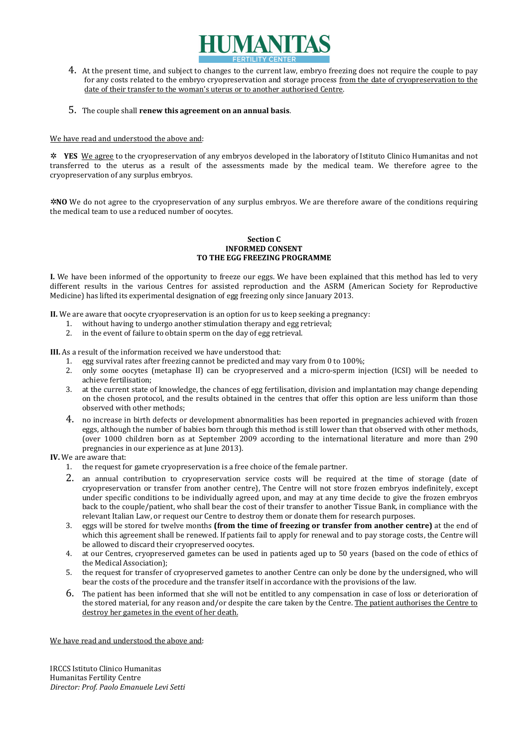4. At the present time, and subject to changes to the current law, embryo freezing does not require the couple to pay for any costs related to the embryo cryopreservation and storage process from the date of cryopreservation to the date of their transfer to the woman's uterus or to another authorised Centre.

5. The couple shall **renew this agreement on an annual basis**.

We have read and understood the above and:

✲ **YES** We agree to the cryopreservation of any embryos developed in the laboratory of Istituto Clinico Humanitas and not transferred to the uterus as a result of the assessments made by the medical team. We therefore agree to the cryopreservation of any surplus embryos.

✲**NO** We do not agree to the cryopreservation of any surplus embryos. We are therefore aware of the conditions requiring the medical team to use a reduced number of oocytes.

**Section C**
**INFORMED CONSENT**
**TO THE EGG FREEZING PROGRAMME**

**I.** We have been informed of the opportunity to freeze our eggs. We have been explained that this method has led to very different results in the various Centres for assisted reproduction and the ASRM (American Society for Reproductive Medicine) has lifted its experimental designation of egg freezing only since January 2013.

**II.** We are aware that oocyte cryopreservation is an option for us to keep seeking a pregnancy:

1. without having to undergo another stimulation therapy and egg retrieval;
2. in the event of failure to obtain sperm on the day of egg retrieval.

**III.** As a result of the information received we have understood that:

1. egg survival rates after freezing cannot be predicted and may vary from 0 to 100%;
2. only some oocytes (metaphase II) can be cryopreserved and a micro-sperm injection (ICSI) will be needed to achieve fertilisation;
3. at the current state of knowledge, the chances of egg fertilisation, division and implantation may change depending on the chosen protocol, and the results obtained in the centres that offer this option are less uniform than those observed with other methods;
4. no increase in birth defects or development abnormalities has been reported in pregnancies achieved with frozen eggs, although the number of babies born through this method is still lower than that observed with other methods, (over 1000 children born as at September 2009 according to the international literature and more than 290 pregnancies in our experience as at June 2013).

**IV.** We are aware that:

1. the request for gamete cryopreservation is a free choice of the female partner.
2. an annual contribution to cryopreservation service costs will be required at the time of storage (date of cryopreservation or transfer from another centre), The Centre will not store frozen embryos indefinitely, except under specific conditions to be individually agreed upon, and may at any time decide to give the frozen embryos back to the couple/patient, who shall bear the cost of their transfer to another Tissue Bank, in compliance with the relevant Italian Law, or request our Centre to destroy them or donate them for research purposes.
3. eggs will be stored for twelve months **(from the time of freezing or transfer from another centre)** at the end of which this agreement shall be renewed. If patients fail to apply for renewal and to pay storage costs, the Centre will be allowed to discard their cryopreserved oocytes.
4. at our Centres, cryopreserved gametes can be used in patients aged up to 50 years (based on the code of ethics of the Medical Association);
5. the request for transfer of cryopreserved gametes to another Centre can only be done by the undersigned, who will bear the costs of the procedure and the transfer itself in accordance with the provisions of the law.
6. The patient has been informed that she will not be entitled to any compensation in case of loss or deterioration of the stored material, for any reason and/or despite the care taken by the Centre. The patient authorises the Centre to destroy her gametes in the event of her death.

We have read and understood the above and: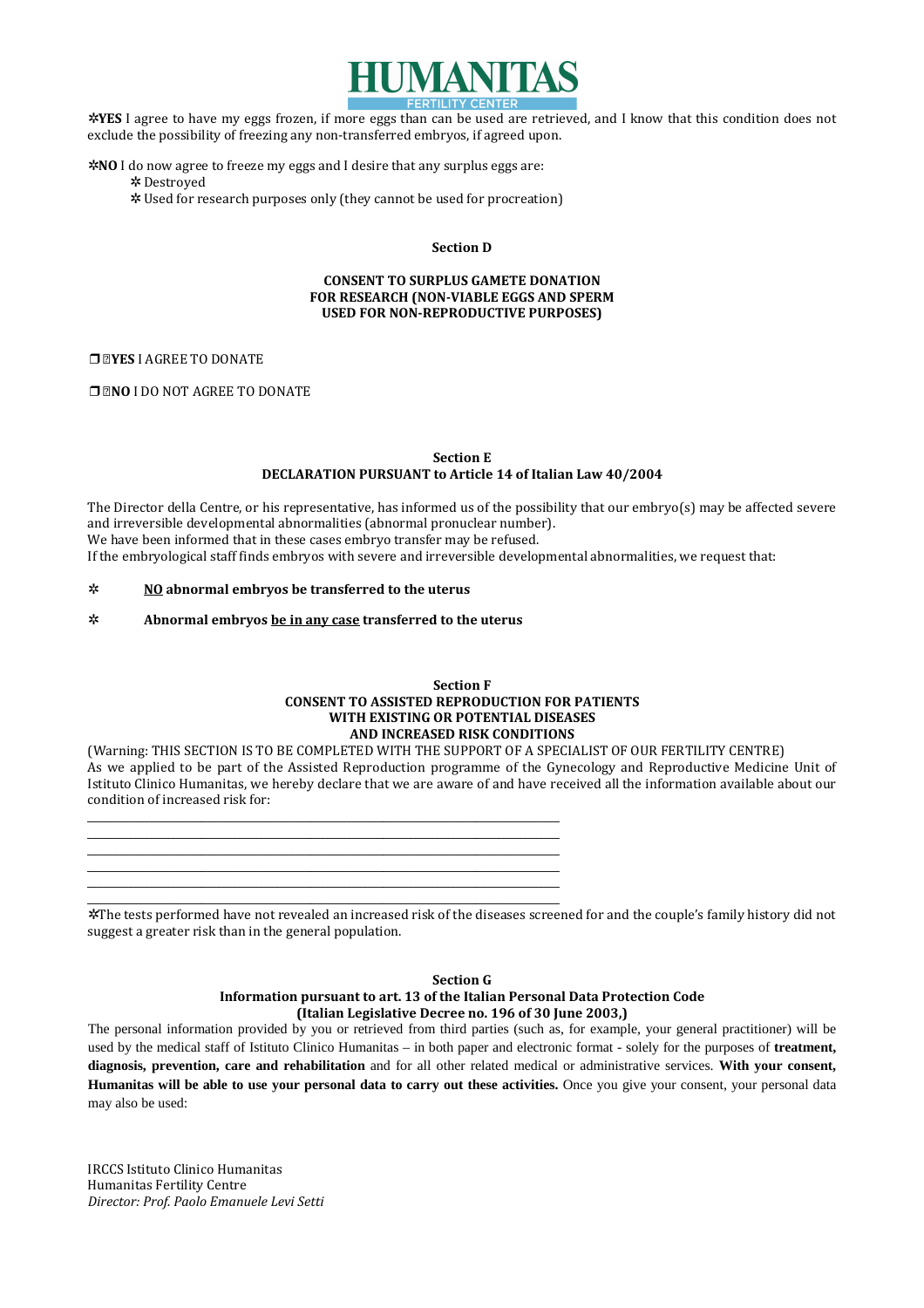✲**YES** I agree to have my eggs frozen, if more eggs than can be used are retrieved, and I know that this condition does not exclude the possibility of freezing any non-transferred embryos, if agreed upon.

✲**NO** I do now agree to freeze my eggs and I desire that any surplus eggs are:

- ✲ Destroyed
- ✲ Used for research purposes only (they cannot be used for procreation)

**Section D**

**CONSENT TO SURPLUS GAMETE DONATION FOR RESEARCH (NON-VIABLE EGGS AND SPERM USED FOR NON-REPRODUCTIVE PURPOSES)**

❒ **YES** I AGREE TO DONATE

❒ **NO** I DO NOT AGREE TO DONATE

**Section E**

**DECLARATION PURSUANT to Article 14 of Italian Law 40/2004**

The Director della Centre, or his representative, has informed us of the possibility that our embryo(s) may be affected severe and irreversible developmental abnormalities (abnormal pronuclear number).
We have been informed that in these cases embryo transfer may be refused.
If the embryological staff finds embryos with severe and irreversible developmental abnormalities, we request that:

✲ **NO abnormal embryos be transferred to the uterus**

✲ **Abnormal embryos be in any case transferred to the uterus**

**Section F**

**CONSENT TO ASSISTED REPRODUCTION FOR PATIENTS WITH EXISTING OR POTENTIAL DISEASES AND INCREASED RISK CONDITIONS**

(Warning: THIS SECTION IS TO BE COMPLETED WITH THE SUPPORT OF A SPECIALIST OF OUR FERTILITY CENTRE)
As we applied to be part of the Assisted Reproduction programme of the Gynecology and Reproductive Medicine Unit of Istituto Clinico Humanitas, we hereby declare that we are aware of and have received all the information available about our condition of increased risk for:

\_\_\_\_\_\_\_\_\_\_\_\_\_\_\_\_\_\_\_\_\_\_\_\_\_\_\_\_\_\_\_\_\_\_\_\_\_\_\_\_\_\_\_\_\_\_\_\_\_\_\_\_\_\_\_\_\_\_\_\_

\_\_\_\_\_\_\_\_\_\_\_\_\_\_\_\_\_\_\_\_\_\_\_\_\_\_\_\_\_\_\_\_\_\_\_\_\_\_\_\_\_\_\_\_\_\_\_\_\_\_\_\_\_\_\_\_\_\_\_\_

\_\_\_\_\_\_\_\_\_\_\_\_\_\_\_\_\_\_\_\_\_\_\_\_\_\_\_\_\_\_\_\_\_\_\_\_\_\_\_\_\_\_\_\_\_\_\_\_\_\_\_\_\_\_\_\_\_\_\_\_

\_\_\_\_\_\_\_\_\_\_\_\_\_\_\_\_\_\_\_\_\_\_\_\_\_\_\_\_\_\_\_\_\_\_\_\_\_\_\_\_\_\_\_\_\_\_\_\_\_\_\_\_\_\_\_\_\_\_\_\_

\_\_\_\_\_\_\_\_\_\_\_\_\_\_\_\_\_\_\_\_\_\_\_\_\_\_\_\_\_\_\_\_\_\_\_\_\_\_\_\_\_\_\_\_\_\_\_\_\_\_\_\_\_\_\_\_\_\_\_\_

\_\_\_\_\_\_\_\_\_\_\_\_\_\_\_\_\_\_\_\_\_\_\_\_\_\_\_\_\_\_\_\_\_\_\_\_\_\_\_\_\_\_\_\_\_\_\_\_\_\_\_\_\_\_\_\_\_\_\_\_

✲The tests performed have not revealed an increased risk of the diseases screened for and the couple's family history did not suggest a greater risk than in the general population.

**Section G**

**Information pursuant to art. 13 of the Italian Personal Data Protection Code (Italian Legislative Decree no. 196 of 30 June 2003,)**

The personal information provided by you or retrieved from third parties (such as, for example, your general practitioner) will be used by the medical staff of Istituto Clinico Humanitas – in both paper and electronic format - solely for the purposes of **treatment, diagnosis, prevention, care and rehabilitation** and for all other related medical or administrative services. **With your consent, Humanitas will be able to use your personal data to carry out these activities.** Once you give your consent, your personal data may also be used: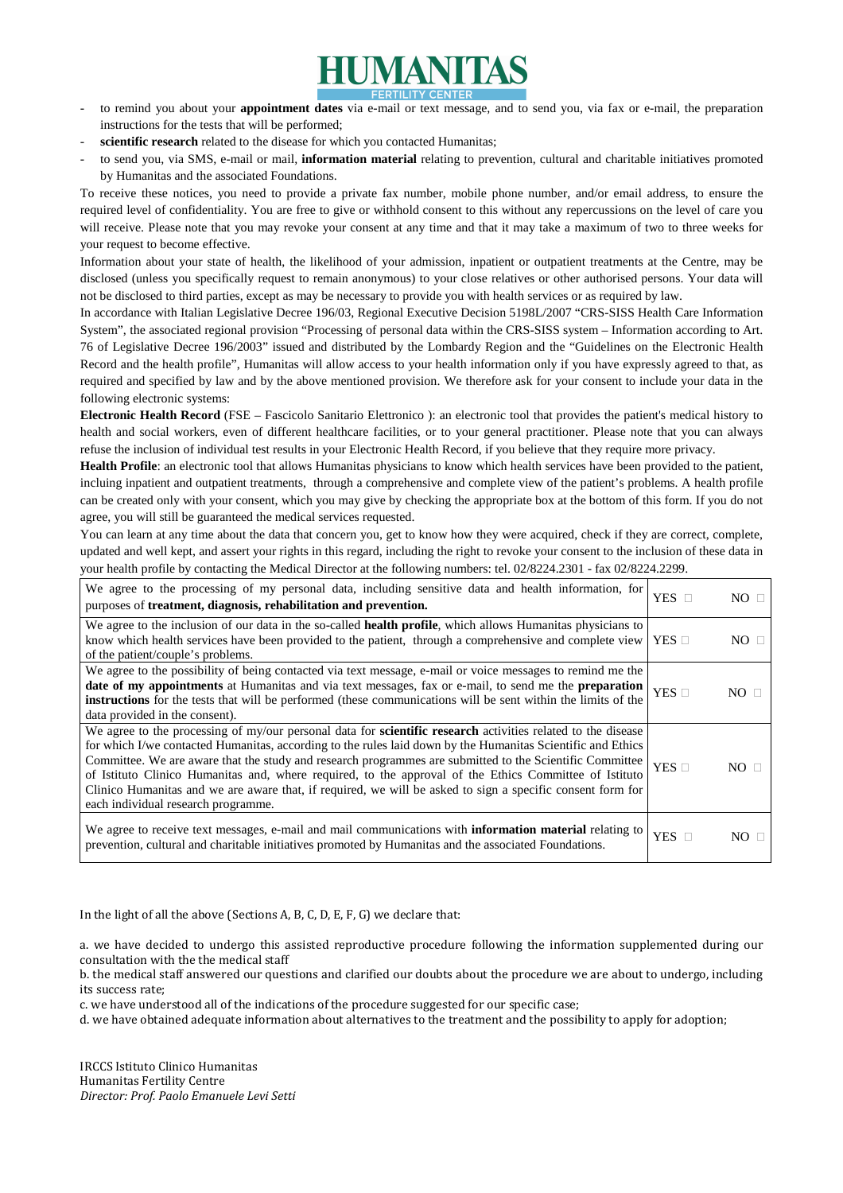- to remind you about your **appointment dates** via e-mail or text message, and to send you, via fax or e-mail, the preparation instructions for the tests that will be performed;
- **scientific research** related to the disease for which you contacted Humanitas;
- to send you, via SMS, e-mail or mail, **information material** relating to prevention, cultural and charitable initiatives promoted by Humanitas and the associated Foundations.

To receive these notices, you need to provide a private fax number, mobile phone number, and/or email address, to ensure the required level of confidentiality. You are free to give or withhold consent to this without any repercussions on the level of care you will receive. Please note that you may revoke your consent at any time and that it may take a maximum of two to three weeks for your request to become effective.

Information about your state of health, the likelihood of your admission, inpatient or outpatient treatments at the Centre, may be disclosed (unless you specifically request to remain anonymous) to your close relatives or other authorised persons. Your data will not be disclosed to third parties, except as may be necessary to provide you with health services or as required by law.

In accordance with Italian Legislative Decree 196/03, Regional Executive Decision 5198L/2007 "CRS-SISS Health Care Information System", the associated regional provision "Processing of personal data within the CRS-SISS system – Information according to Art. 76 of Legislative Decree 196/2003" issued and distributed by the Lombardy Region and the "Guidelines on the Electronic Health Record and the health profile", Humanitas will allow access to your health information only if you have expressly agreed to that, as required and specified by law and by the above mentioned provision. We therefore ask for your consent to include your data in the following electronic systems:

**Electronic Health Record** (FSE – Fascicolo Sanitario Elettronico ): an electronic tool that provides the patient's medical history to health and social workers, even of different healthcare facilities, or to your general practitioner. Please note that you can always refuse the inclusion of individual test results in your Electronic Health Record, if you believe that they require more privacy.

**Health Profile**: an electronic tool that allows Humanitas physicians to know which health services have been provided to the patient, incluing inpatient and outpatient treatments, through a comprehensive and complete view of the patient's problems. A health profile can be created only with your consent, which you may give by checking the appropriate box at the bottom of this form. If you do not agree, you will still be guaranteed the medical services requested.

You can learn at any time about the data that concern you, get to know how they were acquired, check if they are correct, complete, updated and well kept, and assert your rights in this regard, including the right to revoke your consent to the inclusion of these data in your health profile by contacting the Medical Director at the following numbers: tel. 02/8224.2301 - fax 02/8224.2299.

| | | |
|---|---|---|
| We agree to the processing of my personal data, including sensitive data and health information, for purposes of **treatment, diagnosis, rehabilitation and prevention.** | YES □ | NO □ |
| We agree to the inclusion of our data in the so-called **health profile**, which allows Humanitas physicians to know which health services have been provided to the patient, through a comprehensive and complete view of the patient/couple's problems. | YES □ | NO □ |
| We agree to the possibility of being contacted via text message, e-mail or voice messages to remind me the **date of my appointments** at Humanitas and via text messages, fax or e-mail, to send me the **preparation instructions** for the tests that will be performed (these communications will be sent within the limits of the data provided in the consent). | YES □ | NO □ |
| We agree to the processing of my/our personal data for **scientific research** activities related to the disease for which I/we contacted Humanitas, according to the rules laid down by the Humanitas Scientific and Ethics Committee. We are aware that the study and research programmes are submitted to the Scientific Committee of Istituto Clinico Humanitas and, where required, to the approval of the Ethics Committee of Istituto Clinico Humanitas and we are aware that, if required, we will be asked to sign a specific consent form for each individual research programme. | YES □ | NO □ |
| We agree to receive text messages, e-mail and mail communications with **information material** relating to prevention, cultural and charitable initiatives promoted by Humanitas and the associated Foundations. | YES □ | NO □ |

In the light of all the above (Sections A, B, C, D, E, F, G) we declare that:

a. we have decided to undergo this assisted reproductive procedure following the information supplemented during our consultation with the the medical staff

b. the medical staff answered our questions and clarified our doubts about the procedure we are about to undergo, including its success rate;

c. we have understood all of the indications of the procedure suggested for our specific case;

d. we have obtained adequate information about alternatives to the treatment and the possibility to apply for adoption;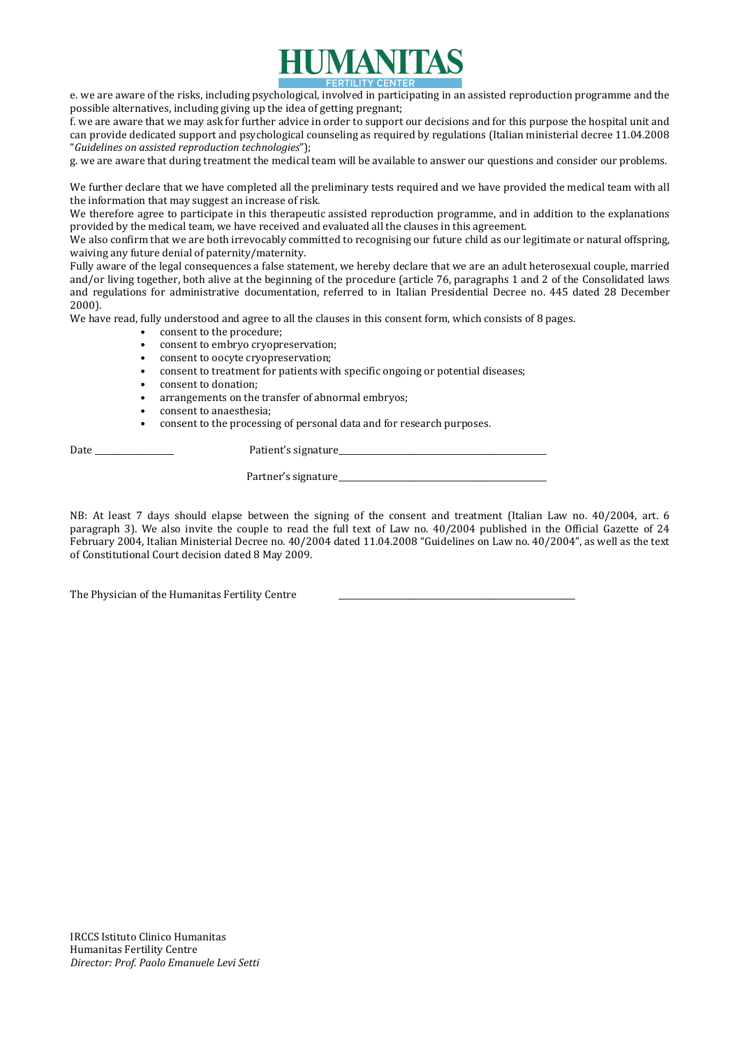e. we are aware of the risks, including psychological, involved in participating in an assisted reproduction programme and the possible alternatives, including giving up the idea of getting pregnant;

f. we are aware that we may ask for further advice in order to support our decisions and for this purpose the hospital unit and can provide dedicated support and psychological counseling as required by regulations (Italian ministerial decree 11.04.2008 "*Guidelines on assisted reproduction technologies*");

g. we are aware that during treatment the medical team will be available to answer our questions and consider our problems.

We further declare that we have completed all the preliminary tests required and we have provided the medical team with all the information that may suggest an increase of risk.

We therefore agree to participate in this therapeutic assisted reproduction programme, and in addition to the explanations provided by the medical team, we have received and evaluated all the clauses in this agreement.

We also confirm that we are both irrevocably committed to recognising our future child as our legitimate or natural offspring, waiving any future denial of paternity/maternity.

Fully aware of the legal consequences a false statement, we hereby declare that we are an adult heterosexual couple, married and/or living together, both alive at the beginning of the procedure (article 76, paragraphs 1 and 2 of the Consolidated laws and regulations for administrative documentation, referred to in Italian Presidential Decree no. 445 dated 28 December 2000).

We have read, fully understood and agree to all the clauses in this consent form, which consists of 8 pages.

- consent to the procedure;
- consent to embryo cryopreservation;
- consent to oocyte cryopreservation;
- consent to treatment for patients with specific ongoing or potential diseases;
- consent to donation;
- arrangements on the transfer of abnormal embryos;
- consent to anaesthesia;
- consent to the processing of personal data and for research purposes.

Date ________________ Patient's signature ____________________________________________

Partner's signature ____________________________________________

NB: At least 7 days should elapse between the signing of the consent and treatment (Italian Law no. 40/2004, art. 6 paragraph 3). We also invite the couple to read the full text of Law no. 40/2004 published in the Official Gazette of 24 February 2004, Italian Ministerial Decree no. 40/2004 dated 11.04.2008 "Guidelines on Law no. 40/2004", as well as the text of Constitutional Court decision dated 8 May 2009.

The Physician of the Humanitas Fertility Centre ____________________________________________